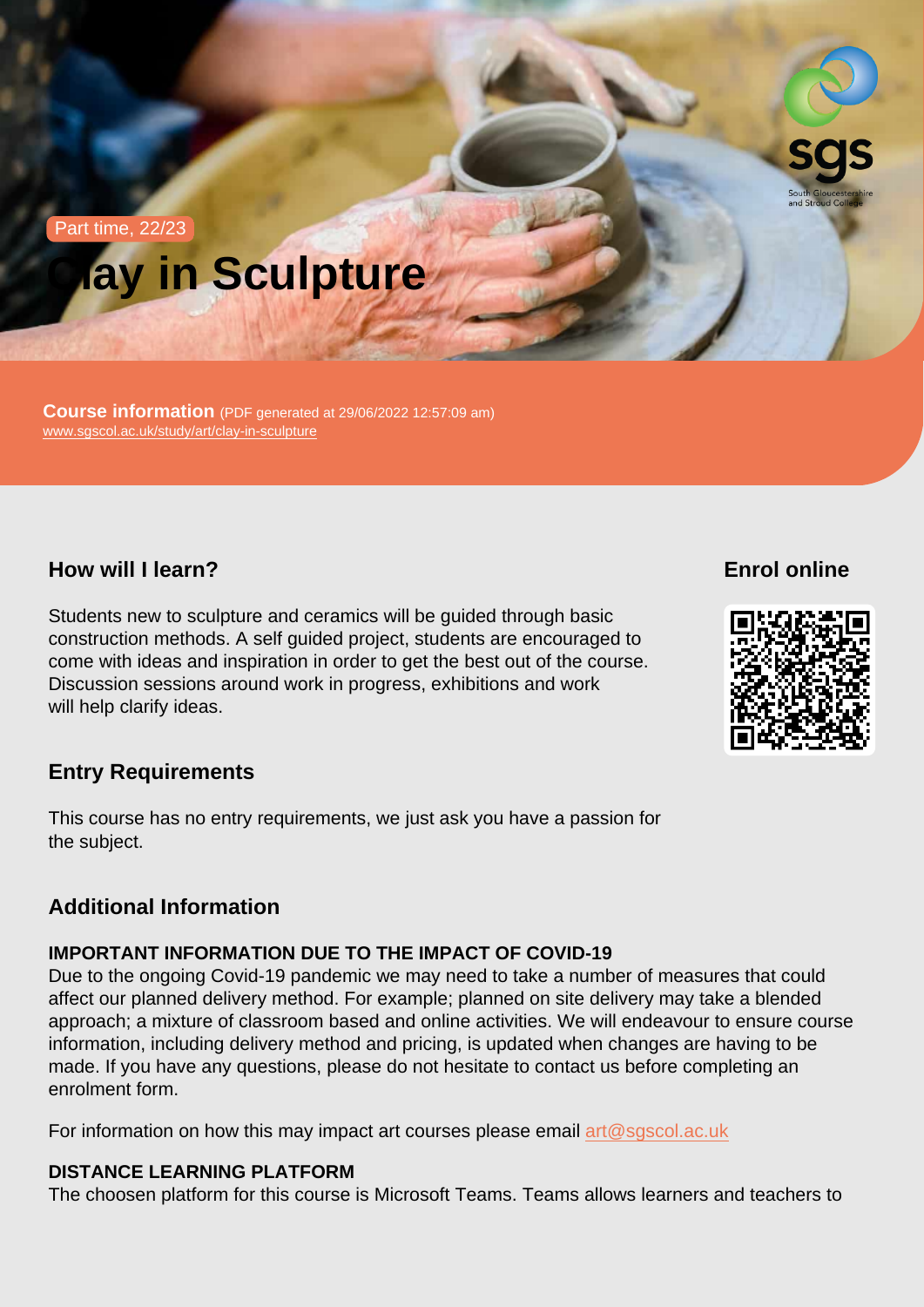Part time, 22/23

# Clay in Sculpture

**Course information** (PDF generated at 29/06/2022 12:57:09 am)
www.sgscol.ac.uk/study/art/clay-in-sculpture

## How will I learn?

Students new to sculpture and ceramics will be guided through basic construction methods. A self guided project, students are encouraged to come with ideas and inspiration in order to get the best out of the course. Discussion sessions around work in progress, exhibitions and work will help clarify ideas.

## Enrol online

## Entry Requirements

This course has no entry requirements, we just ask you have a passion for the subject.

## Additional Information

### IMPORTANT INFORMATION DUE TO THE IMPACT OF COVID-19

Due to the ongoing Covid-19 pandemic we may need to take a number of measures that could affect our planned delivery method. For example; planned on site delivery may take a blended approach; a mixture of classroom based and online activities. We will endeavour to ensure course information, including delivery method and pricing, is updated when changes are having to be made. If you have any questions, please do not hesitate to contact us before completing an enrolment form.

For information on how this may impact art courses please email art@sgscol.ac.uk

### DISTANCE LEARNING PLATFORM

The choosen platform for this course is Microsoft Teams. Teams allows learners and teachers to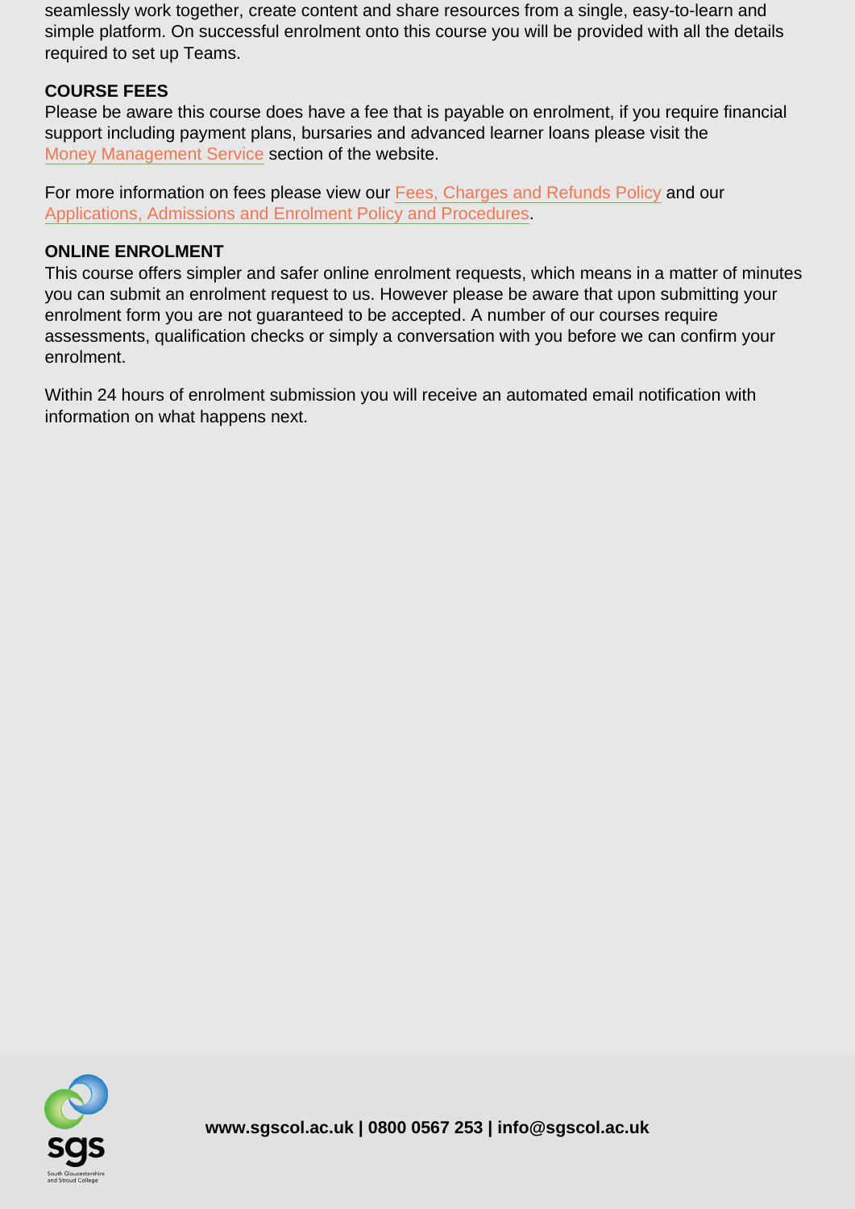seamlessly work together, create content and share resources from a single, easy-to-learn and simple platform. On successful enrolment onto this course you will be provided with all the details required to set up Teams.

**COURSE FEES**

Please be aware this course does have a fee that is payable on enrolment, if you require financial support including payment plans, bursaries and advanced learner loans please visit the Money Management Service section of the website.

For more information on fees please view our Fees, Charges and Refunds Policy and our Applications, Admissions and Enrolment Policy and Procedures.

**ONLINE ENROLMENT**

This course offers simpler and safer online enrolment requests, which means in a matter of minutes you can submit an enrolment request to us. However please be aware that upon submitting your enrolment form you are not guaranteed to be accepted. A number of our courses require assessments, qualification checks or simply a conversation with you before we can confirm your enrolment.

Within 24 hours of enrolment submission you will receive an automated email notification with information on what happens next.

sgs
South Gloucestershire and Stroud College

**www.sgscol.ac.uk | 0800 0567 253 | info@sgscol.ac.uk**